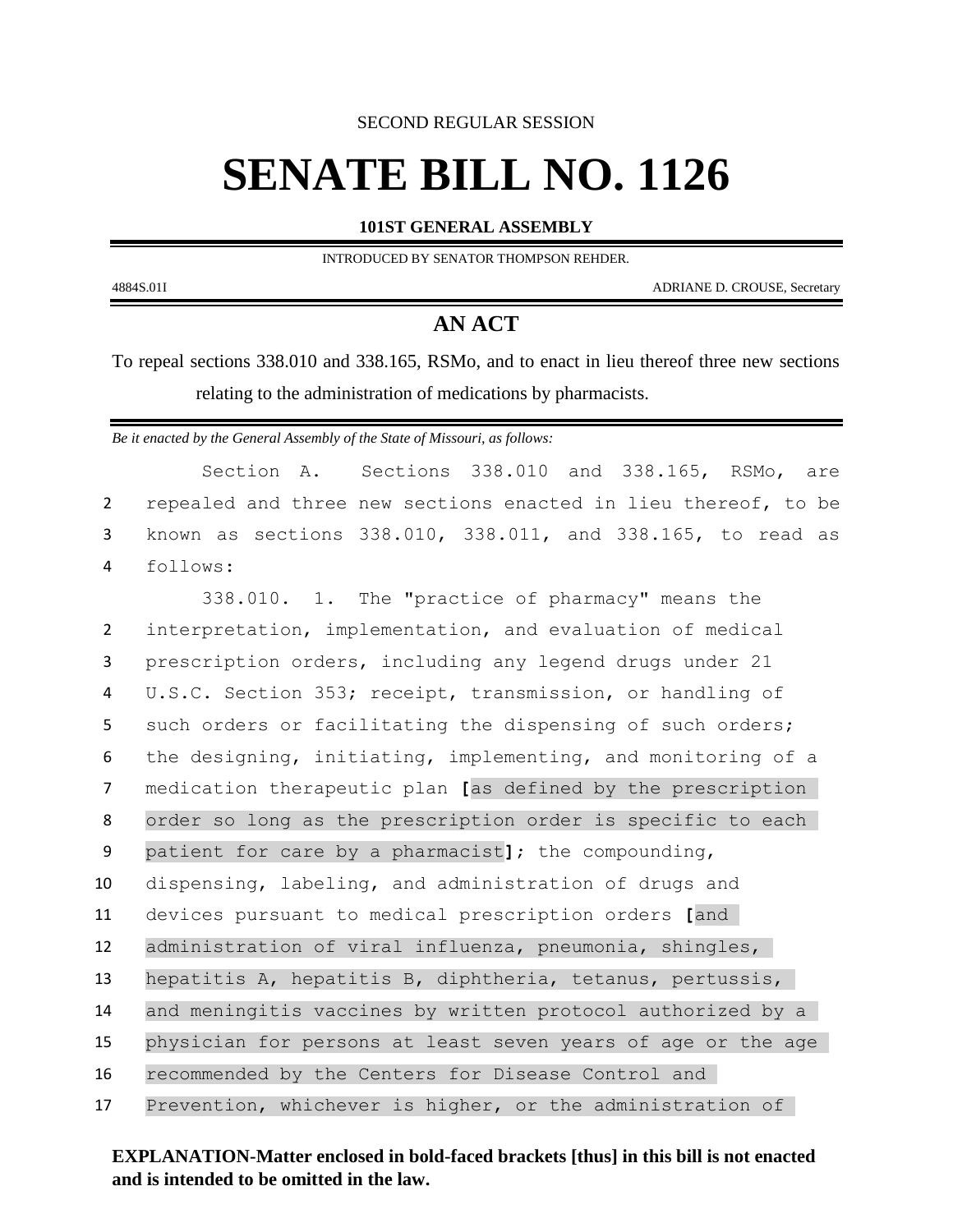SECOND REGULAR SESSION

# SENATE BILL NO. 1126

**101ST GENERAL ASSEMBLY**

INTRODUCED BY SENATOR THOMPSON REHDER.

4884S.01I ADRIANE D. CROUSE, Secretary

## AN ACT

To repeal sections 338.010 and 338.165, RSMo, and to enact in lieu thereof three new sections relating to the administration of medications by pharmacists.

*Be it enacted by the General Assembly of the State of Missouri, as follows:*

Section A. Sections 338.010 and 338.165, RSMo, are repealed and three new sections enacted in lieu thereof, to be known as sections 338.010, 338.011, and 338.165, to read as follows:

338.010. 1. The "practice of pharmacy" means the interpretation, implementation, and evaluation of medical prescription orders, including any legend drugs under 21 U.S.C. Section 353; receipt, transmission, or handling of such orders or facilitating the dispensing of such orders; the designing, initiating, implementing, and monitoring of a medication therapeutic plan **[**as defined by the prescription order so long as the prescription order is specific to each patient for care by a pharmacist**]**; the compounding, dispensing, labeling, and administration of drugs and devices pursuant to medical prescription orders **[**and administration of viral influenza, pneumonia, shingles, hepatitis A, hepatitis B, diphtheria, tetanus, pertussis, and meningitis vaccines by written protocol authorized by a physician for persons at least seven years of age or the age recommended by the Centers for Disease Control and Prevention, whichever is higher, or the administration of

**EXPLANATION-Matter enclosed in bold-faced brackets [thus] in this bill is not enacted and is intended to be omitted in the law.**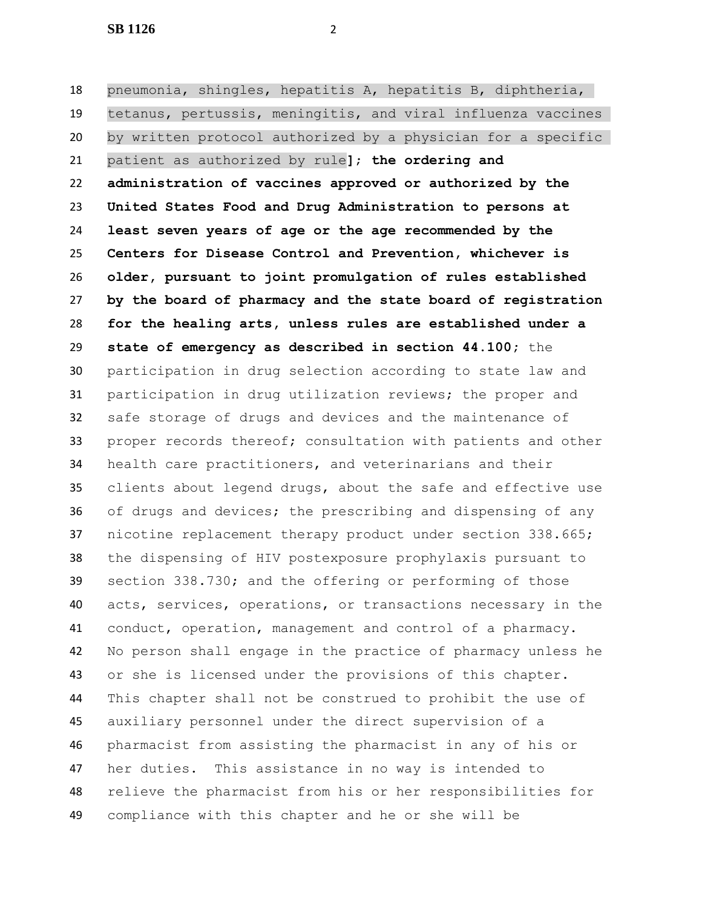pneumonia, shingles, hepatitis A, hepatitis B, diphtheria, tetanus, pertussis, meningitis, and viral influenza vaccines by written protocol authorized by a physician for a specific patient as authorized by rule]; **the ordering and administration of vaccines approved or authorized by the United States Food and Drug Administration to persons at least seven years of age or the age recommended by the Centers for Disease Control and Prevention, whichever is older, pursuant to joint promulgation of rules established by the board of pharmacy and the state board of registration for the healing arts, unless rules are established under a state of emergency as described in section 44.100;** the participation in drug selection according to state law and participation in drug utilization reviews; the proper and safe storage of drugs and devices and the maintenance of proper records thereof; consultation with patients and other health care practitioners, and veterinarians and their clients about legend drugs, about the safe and effective use of drugs and devices; the prescribing and dispensing of any nicotine replacement therapy product under section 338.665; the dispensing of HIV postexposure prophylaxis pursuant to section 338.730; and the offering or performing of those acts, services, operations, or transactions necessary in the conduct, operation, management and control of a pharmacy. No person shall engage in the practice of pharmacy unless he or she is licensed under the provisions of this chapter. This chapter shall not be construed to prohibit the use of auxiliary personnel under the direct supervision of a pharmacist from assisting the pharmacist in any of his or her duties. This assistance in no way is intended to relieve the pharmacist from his or her responsibilities for compliance with this chapter and he or she will be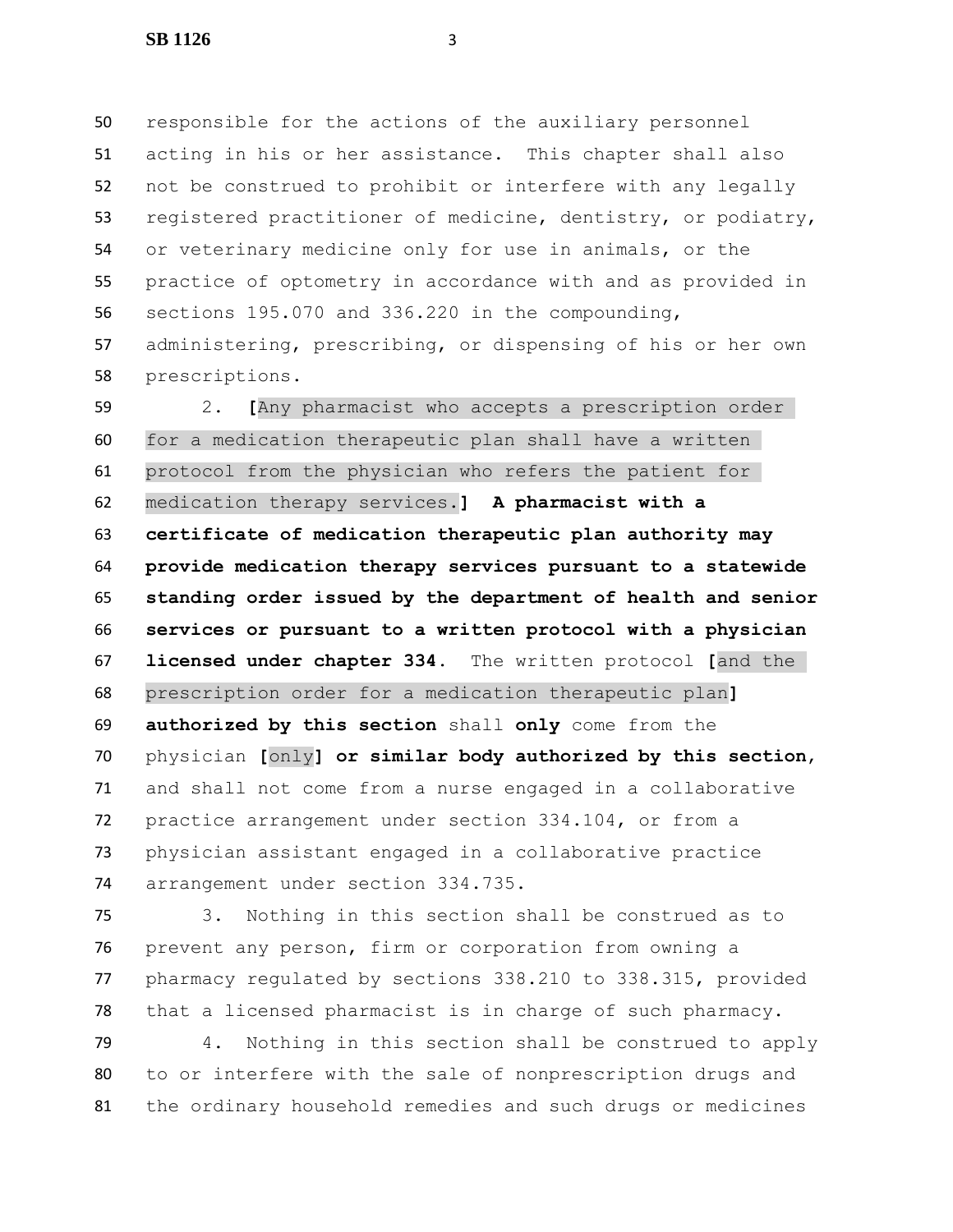responsible for the actions of the auxiliary personnel acting in his or her assistance. This chapter shall also not be construed to prohibit or interfere with any legally registered practitioner of medicine, dentistry, or podiatry, or veterinary medicine only for use in animals, or the practice of optometry in accordance with and as provided in sections 195.070 and 336.220 in the compounding, administering, prescribing, or dispensing of his or her own prescriptions.

2. [Any pharmacist who accepts a prescription order for a medication therapeutic plan shall have a written protocol from the physician who refers the patient for medication therapy services.] **A pharmacist with a certificate of medication therapeutic plan authority may provide medication therapy services pursuant to a statewide standing order issued by the department of health and senior services or pursuant to a written protocol with a physician licensed under chapter 334.** The written protocol [and the prescription order for a medication therapeutic plan] **authorized by this section** shall **only** come from the physician [only] **or similar body authorized by this section,** and shall not come from a nurse engaged in a collaborative practice arrangement under section 334.104, or from a physician assistant engaged in a collaborative practice arrangement under section 334.735.

3. Nothing in this section shall be construed as to prevent any person, firm or corporation from owning a pharmacy regulated by sections 338.210 to 338.315, provided that a licensed pharmacist is in charge of such pharmacy.

4. Nothing in this section shall be construed to apply to or interfere with the sale of nonprescription drugs and the ordinary household remedies and such drugs or medicines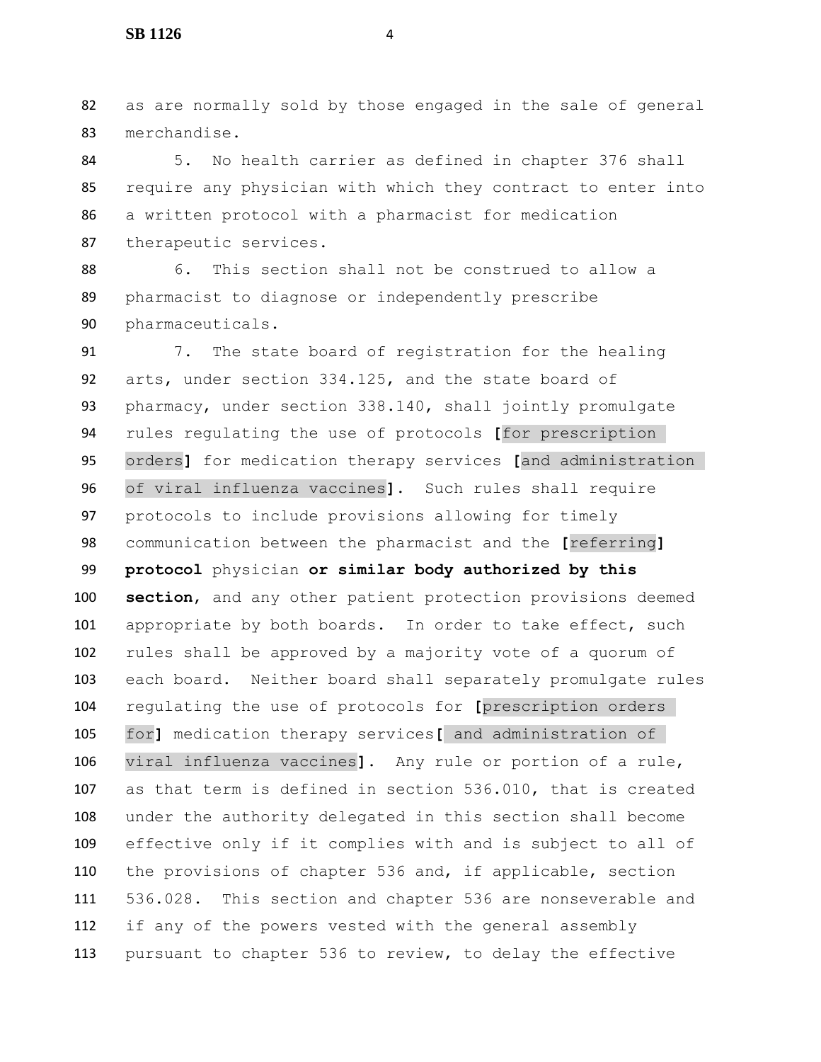as are normally sold by those engaged in the sale of general merchandise.

5. No health carrier as defined in chapter 376 shall require any physician with which they contract to enter into a written protocol with a pharmacist for medication therapeutic services.

6. This section shall not be construed to allow a pharmacist to diagnose or independently prescribe pharmaceuticals.

7. The state board of registration for the healing arts, under section 334.125, and the state board of pharmacy, under section 338.140, shall jointly promulgate rules regulating the use of protocols **[**for prescription orders**]** for medication therapy services **[**and administration of viral influenza vaccines**]**. Such rules shall require protocols to include provisions allowing for timely communication between the pharmacist and the **[**referring**]** **protocol** physician **or similar body authorized by this section**, and any other patient protection provisions deemed appropriate by both boards. In order to take effect, such rules shall be approved by a majority vote of a quorum of each board. Neither board shall separately promulgate rules regulating the use of protocols for **[**prescription orders for**]** medication therapy services**[** and administration of viral influenza vaccines**]**. Any rule or portion of a rule, as that term is defined in section 536.010, that is created under the authority delegated in this section shall become effective only if it complies with and is subject to all of the provisions of chapter 536 and, if applicable, section 536.028. This section and chapter 536 are nonseverable and if any of the powers vested with the general assembly pursuant to chapter 536 to review, to delay the effective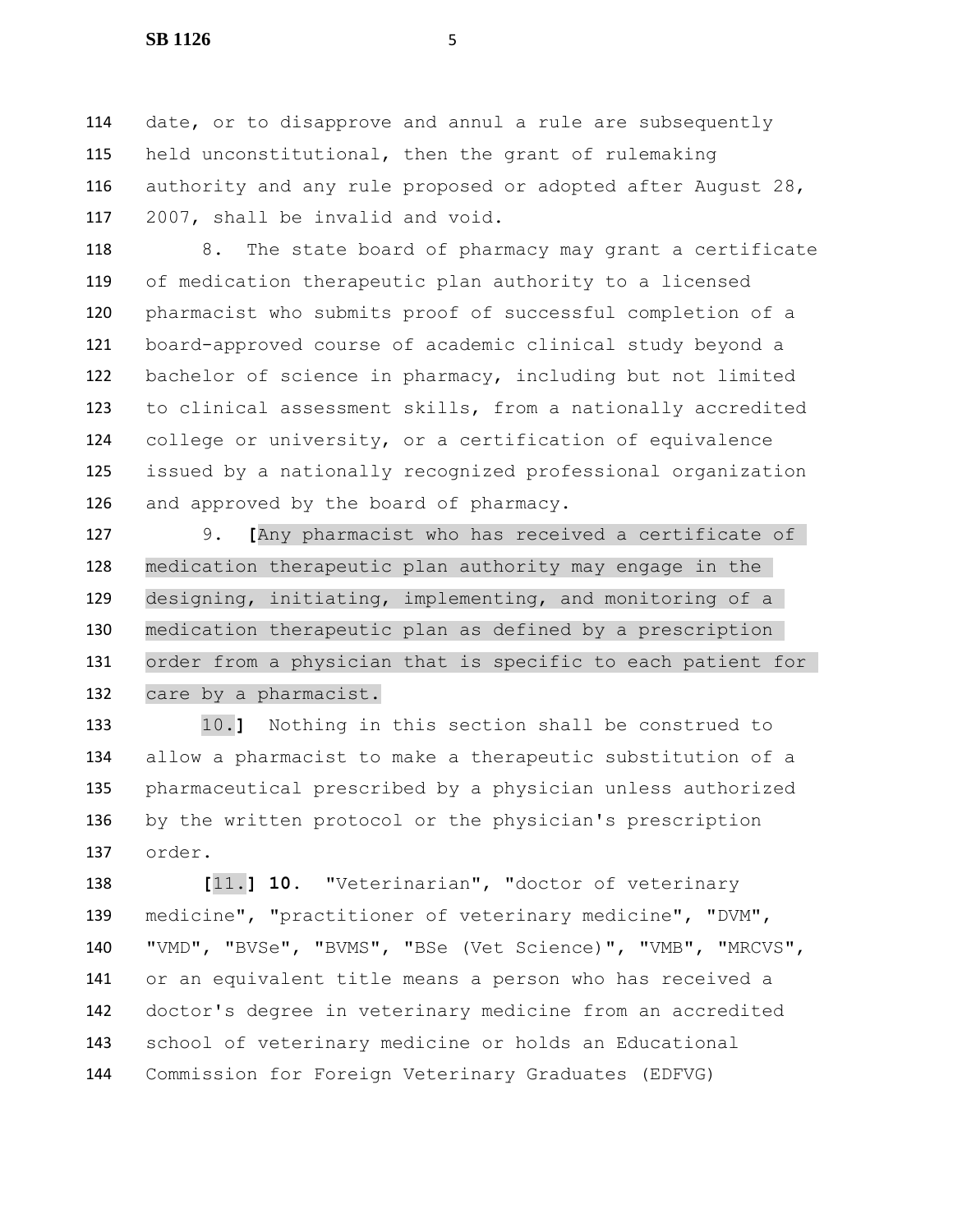date, or to disapprove and annul a rule are subsequently held unconstitutional, then the grant of rulemaking authority and any rule proposed or adopted after August 28, 2007, shall be invalid and void.

8. The state board of pharmacy may grant a certificate of medication therapeutic plan authority to a licensed pharmacist who submits proof of successful completion of a board-approved course of academic clinical study beyond a bachelor of science in pharmacy, including but not limited to clinical assessment skills, from a nationally accredited college or university, or a certification of equivalence issued by a nationally recognized professional organization and approved by the board of pharmacy.

9. **[**Any pharmacist who has received a certificate of medication therapeutic plan authority may engage in the designing, initiating, implementing, and monitoring of a medication therapeutic plan as defined by a prescription order from a physician that is specific to each patient for care by a pharmacist.

10.**]** Nothing in this section shall be construed to allow a pharmacist to make a therapeutic substitution of a pharmaceutical prescribed by a physician unless authorized by the written protocol or the physician's prescription order.

**[**11.**]** **10**. "Veterinarian", "doctor of veterinary medicine", "practitioner of veterinary medicine", "DVM", "VMD", "BVSe", "BVMS", "BSe (Vet Science)", "VMB", "MRCVS", or an equivalent title means a person who has received a doctor's degree in veterinary medicine from an accredited school of veterinary medicine or holds an Educational Commission for Foreign Veterinary Graduates (EDFVG)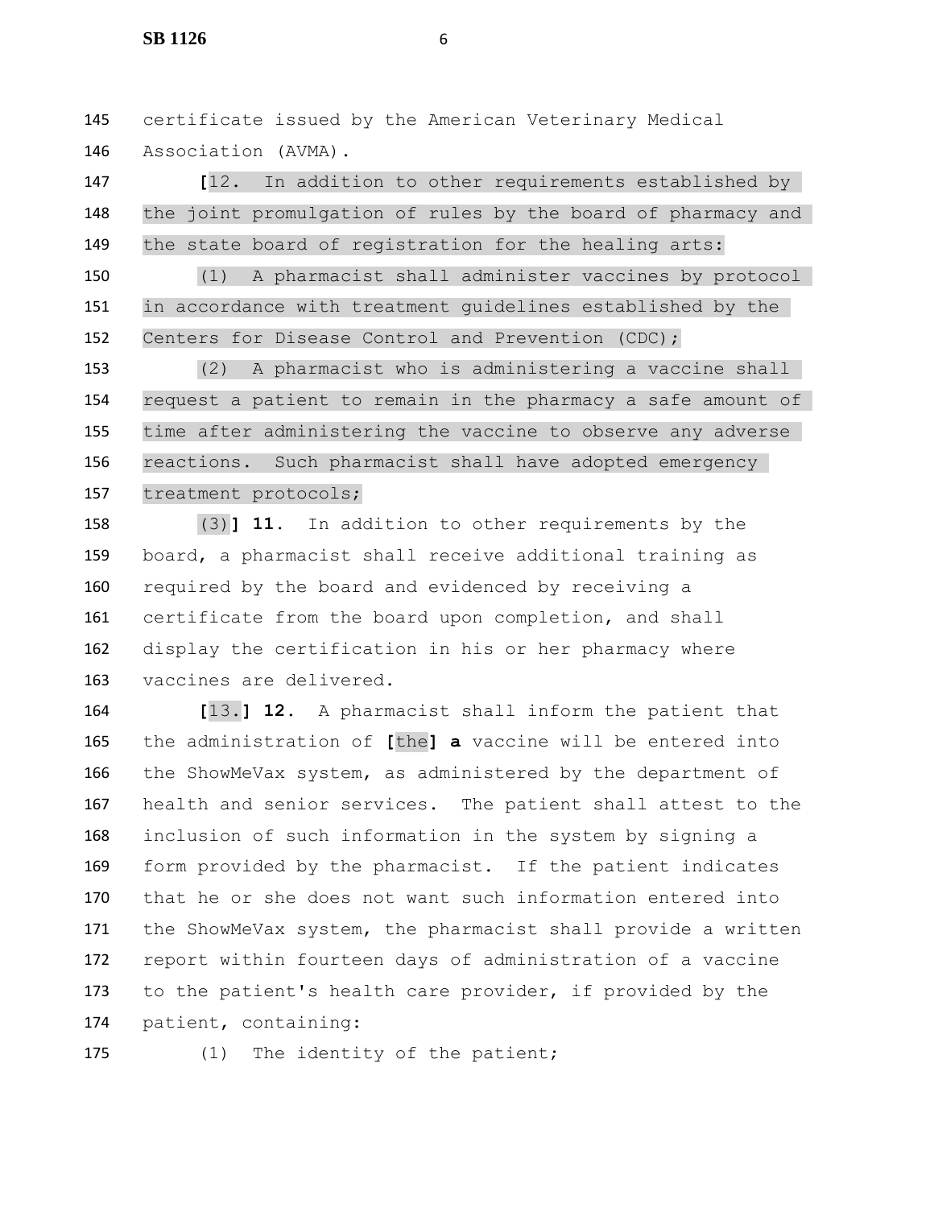certificate issued by the American Veterinary Medical Association (AVMA).

[12. In addition to other requirements established by the joint promulgation of rules by the board of pharmacy and the state board of registration for the healing arts:

(1) A pharmacist shall administer vaccines by protocol in accordance with treatment guidelines established by the Centers for Disease Control and Prevention (CDC);

(2) A pharmacist who is administering a vaccine shall request a patient to remain in the pharmacy a safe amount of time after administering the vaccine to observe any adverse reactions. Such pharmacist shall have adopted emergency treatment protocols;

(3)] **11.** In addition to other requirements by the board, a pharmacist shall receive additional training as required by the board and evidenced by receiving a certificate from the board upon completion, and shall display the certification in his or her pharmacy where vaccines are delivered.

[13.] **12.** A pharmacist shall inform the patient that the administration of [the] **a** vaccine will be entered into the ShowMeVax system, as administered by the department of health and senior services. The patient shall attest to the inclusion of such information in the system by signing a form provided by the pharmacist. If the patient indicates that he or she does not want such information entered into the ShowMeVax system, the pharmacist shall provide a written report within fourteen days of administration of a vaccine to the patient's health care provider, if provided by the patient, containing:

(1) The identity of the patient;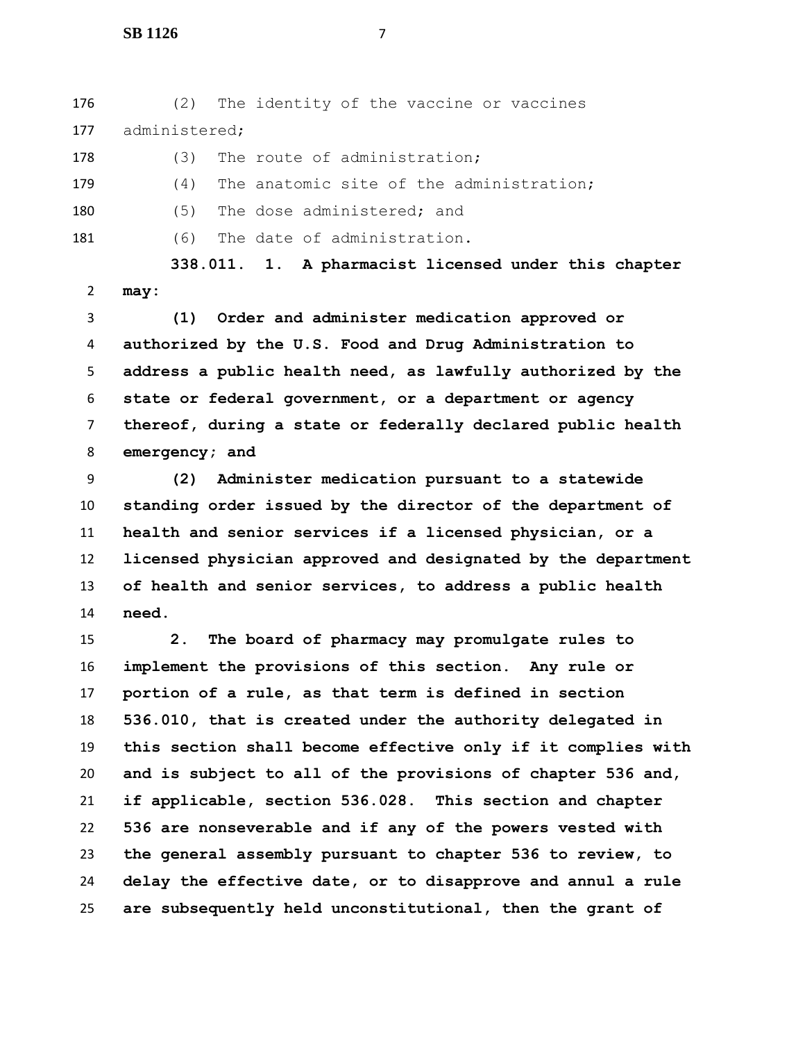(2) The identity of the vaccine or vaccines administered;

(3) The route of administration;

(4) The anatomic site of the administration;

(5) The dose administered; and

(6) The date of administration.

**338.011. 1. A pharmacist licensed under this chapter may:**

**(1) Order and administer medication approved or authorized by the U.S. Food and Drug Administration to address a public health need, as lawfully authorized by the state or federal government, or a department or agency thereof, during a state or federally declared public health emergency; and**

**(2) Administer medication pursuant to a statewide standing order issued by the director of the department of health and senior services if a licensed physician, or a licensed physician approved and designated by the department of health and senior services, to address a public health need.**

**2. The board of pharmacy may promulgate rules to implement the provisions of this section. Any rule or portion of a rule, as that term is defined in section 536.010, that is created under the authority delegated in this section shall become effective only if it complies with and is subject to all of the provisions of chapter 536 and, if applicable, section 536.028. This section and chapter 536 are nonseverable and if any of the powers vested with the general assembly pursuant to chapter 536 to review, to delay the effective date, or to disapprove and annul a rule are subsequently held unconstitutional, then the grant of**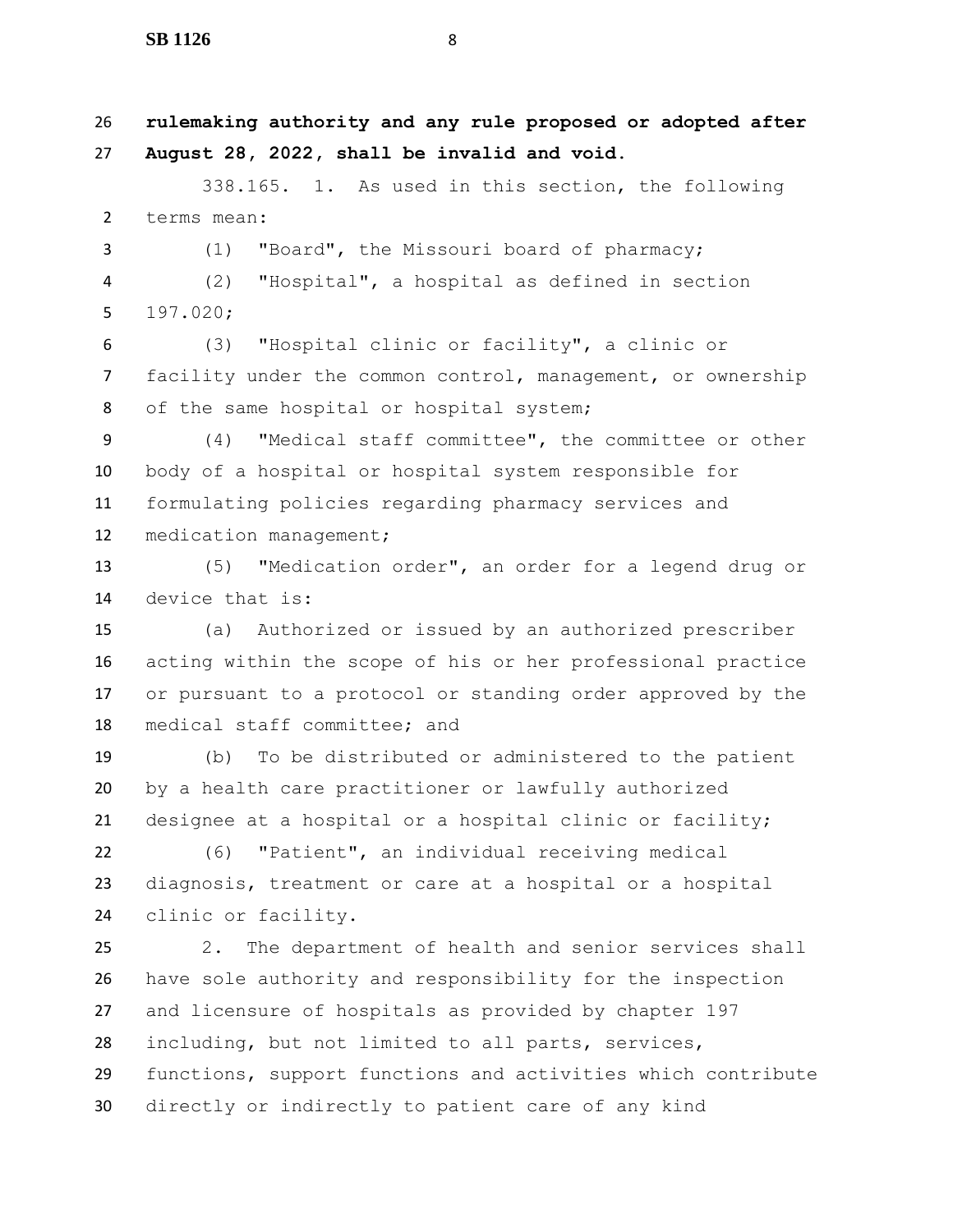**rulemaking authority and any rule proposed or adopted after August 28, 2022, shall be invalid and void.**

338.165. 1. As used in this section, the following terms mean:

(1) "Board", the Missouri board of pharmacy;

(2) "Hospital", a hospital as defined in section 197.020;

(3) "Hospital clinic or facility", a clinic or facility under the common control, management, or ownership of the same hospital or hospital system;

(4) "Medical staff committee", the committee or other body of a hospital or hospital system responsible for formulating policies regarding pharmacy services and medication management;

(5) "Medication order", an order for a legend drug or device that is:

(a) Authorized or issued by an authorized prescriber acting within the scope of his or her professional practice or pursuant to a protocol or standing order approved by the medical staff committee; and

(b) To be distributed or administered to the patient by a health care practitioner or lawfully authorized designee at a hospital or a hospital clinic or facility;

(6) "Patient", an individual receiving medical diagnosis, treatment or care at a hospital or a hospital clinic or facility.

2. The department of health and senior services shall have sole authority and responsibility for the inspection and licensure of hospitals as provided by chapter 197 including, but not limited to all parts, services, functions, support functions and activities which contribute directly or indirectly to patient care of any kind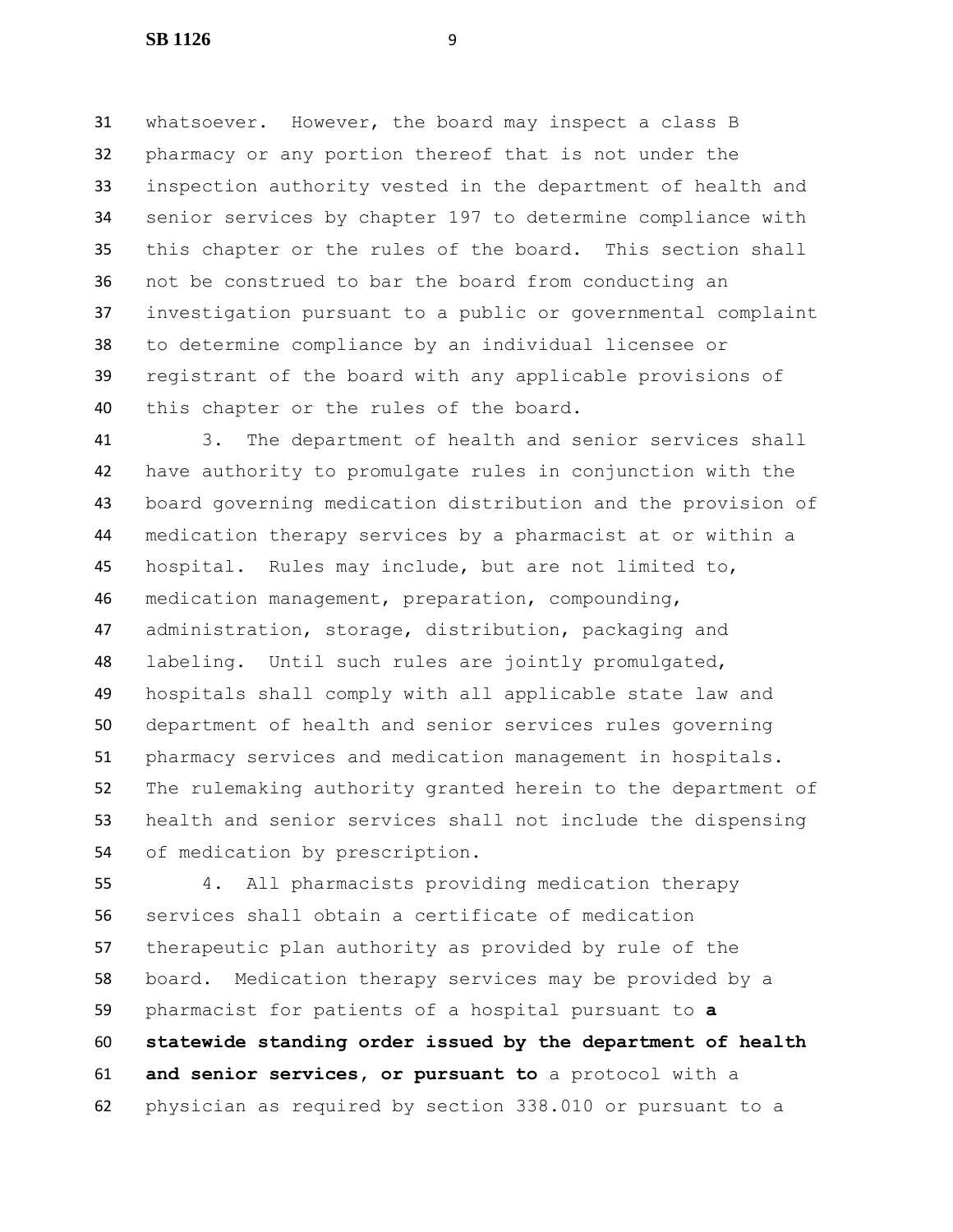whatsoever. However, the board may inspect a class B pharmacy or any portion thereof that is not under the inspection authority vested in the department of health and senior services by chapter 197 to determine compliance with this chapter or the rules of the board. This section shall not be construed to bar the board from conducting an investigation pursuant to a public or governmental complaint to determine compliance by an individual licensee or registrant of the board with any applicable provisions of this chapter or the rules of the board.

3. The department of health and senior services shall have authority to promulgate rules in conjunction with the board governing medication distribution and the provision of medication therapy services by a pharmacist at or within a hospital. Rules may include, but are not limited to, medication management, preparation, compounding, administration, storage, distribution, packaging and labeling. Until such rules are jointly promulgated, hospitals shall comply with all applicable state law and department of health and senior services rules governing pharmacy services and medication management in hospitals. The rulemaking authority granted herein to the department of health and senior services shall not include the dispensing of medication by prescription.

4. All pharmacists providing medication therapy services shall obtain a certificate of medication therapeutic plan authority as provided by rule of the board. Medication therapy services may be provided by a pharmacist for patients of a hospital pursuant to **a statewide standing order issued by the department of health and senior services, or pursuant to** a protocol with a physician as required by section 338.010 or pursuant to a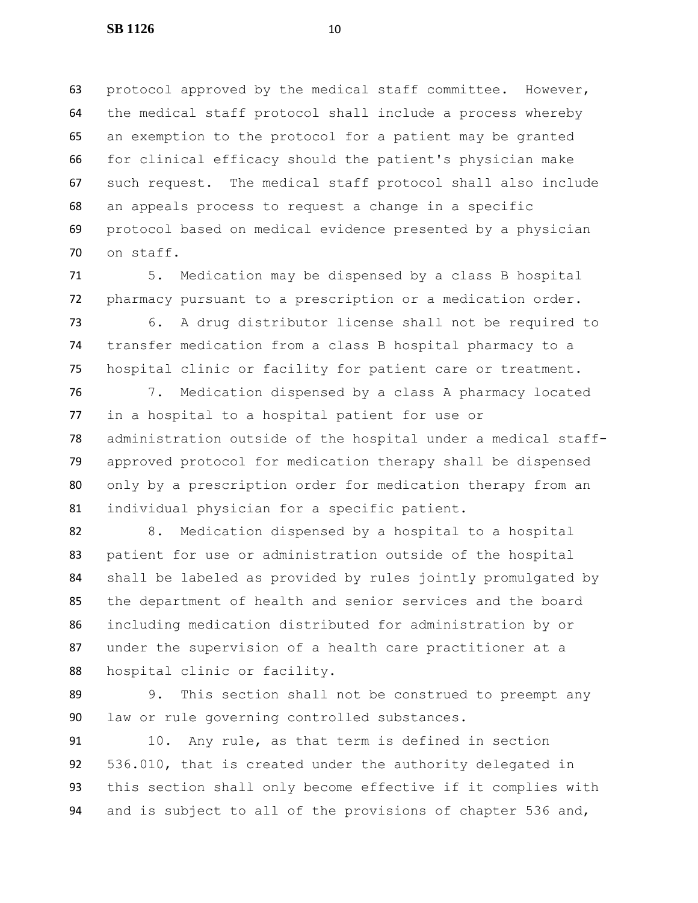protocol approved by the medical staff committee. However, the medical staff protocol shall include a process whereby an exemption to the protocol for a patient may be granted for clinical efficacy should the patient's physician make such request. The medical staff protocol shall also include an appeals process to request a change in a specific protocol based on medical evidence presented by a physician on staff.

5. Medication may be dispensed by a class B hospital pharmacy pursuant to a prescription or a medication order.

6. A drug distributor license shall not be required to transfer medication from a class B hospital pharmacy to a hospital clinic or facility for patient care or treatment.

7. Medication dispensed by a class A pharmacy located in a hospital to a hospital patient for use or administration outside of the hospital under a medical staff-approved protocol for medication therapy shall be dispensed only by a prescription order for medication therapy from an individual physician for a specific patient.

8. Medication dispensed by a hospital to a hospital patient for use or administration outside of the hospital shall be labeled as provided by rules jointly promulgated by the department of health and senior services and the board including medication distributed for administration by or under the supervision of a health care practitioner at a hospital clinic or facility.

9. This section shall not be construed to preempt any law or rule governing controlled substances.

10. Any rule, as that term is defined in section 536.010, that is created under the authority delegated in this section shall only become effective if it complies with and is subject to all of the provisions of chapter 536 and,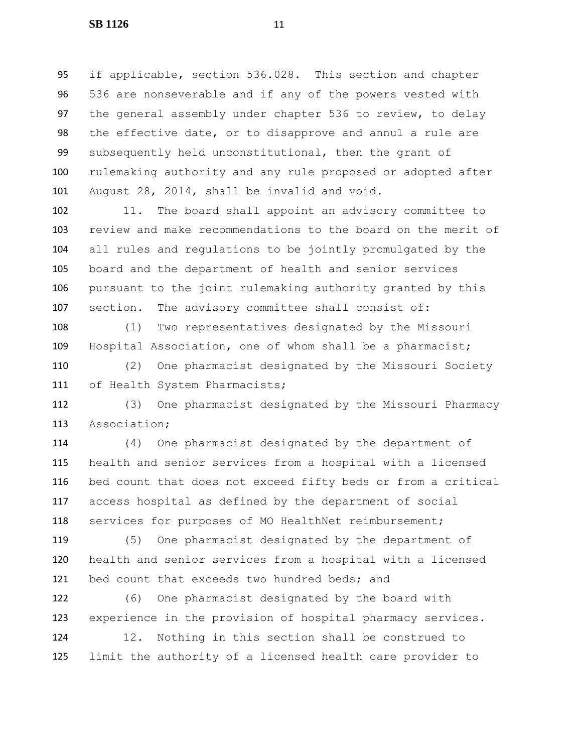if applicable, section 536.028. This section and chapter 536 are nonseverable and if any of the powers vested with the general assembly under chapter 536 to review, to delay the effective date, or to disapprove and annul a rule are subsequently held unconstitutional, then the grant of rulemaking authority and any rule proposed or adopted after August 28, 2014, shall be invalid and void.

11. The board shall appoint an advisory committee to review and make recommendations to the board on the merit of all rules and regulations to be jointly promulgated by the board and the department of health and senior services pursuant to the joint rulemaking authority granted by this section. The advisory committee shall consist of:

(1) Two representatives designated by the Missouri Hospital Association, one of whom shall be a pharmacist;

(2) One pharmacist designated by the Missouri Society of Health System Pharmacists;

(3) One pharmacist designated by the Missouri Pharmacy Association;

(4) One pharmacist designated by the department of health and senior services from a hospital with a licensed bed count that does not exceed fifty beds or from a critical access hospital as defined by the department of social services for purposes of MO HealthNet reimbursement;

(5) One pharmacist designated by the department of health and senior services from a hospital with a licensed bed count that exceeds two hundred beds; and

(6) One pharmacist designated by the board with experience in the provision of hospital pharmacy services.

12. Nothing in this section shall be construed to limit the authority of a licensed health care provider to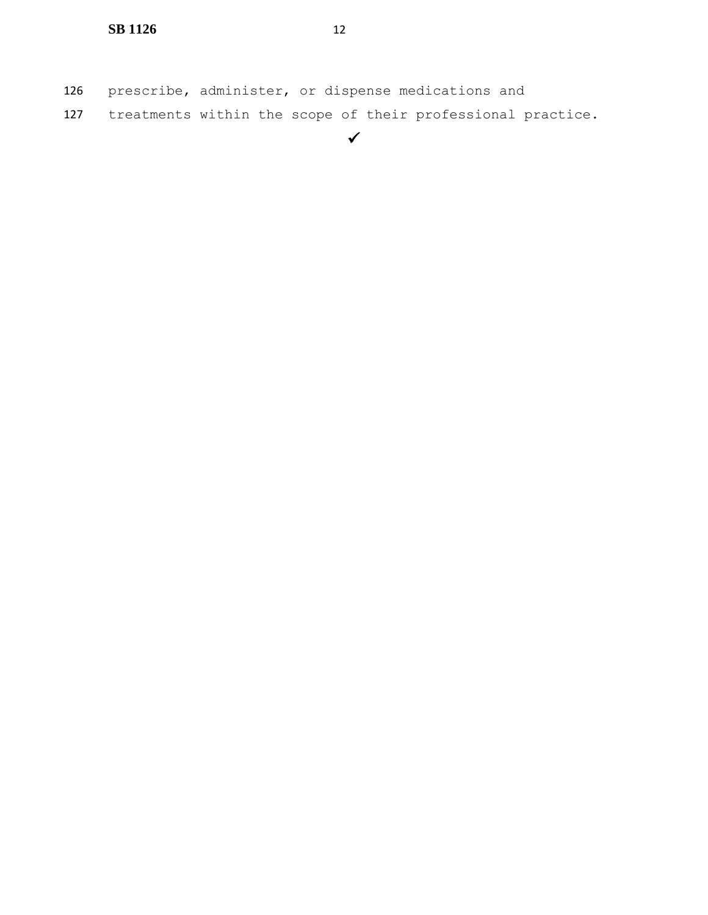126 prescribe, administer, or dispense medications and
127 treatments within the scope of their professional practice.

✓